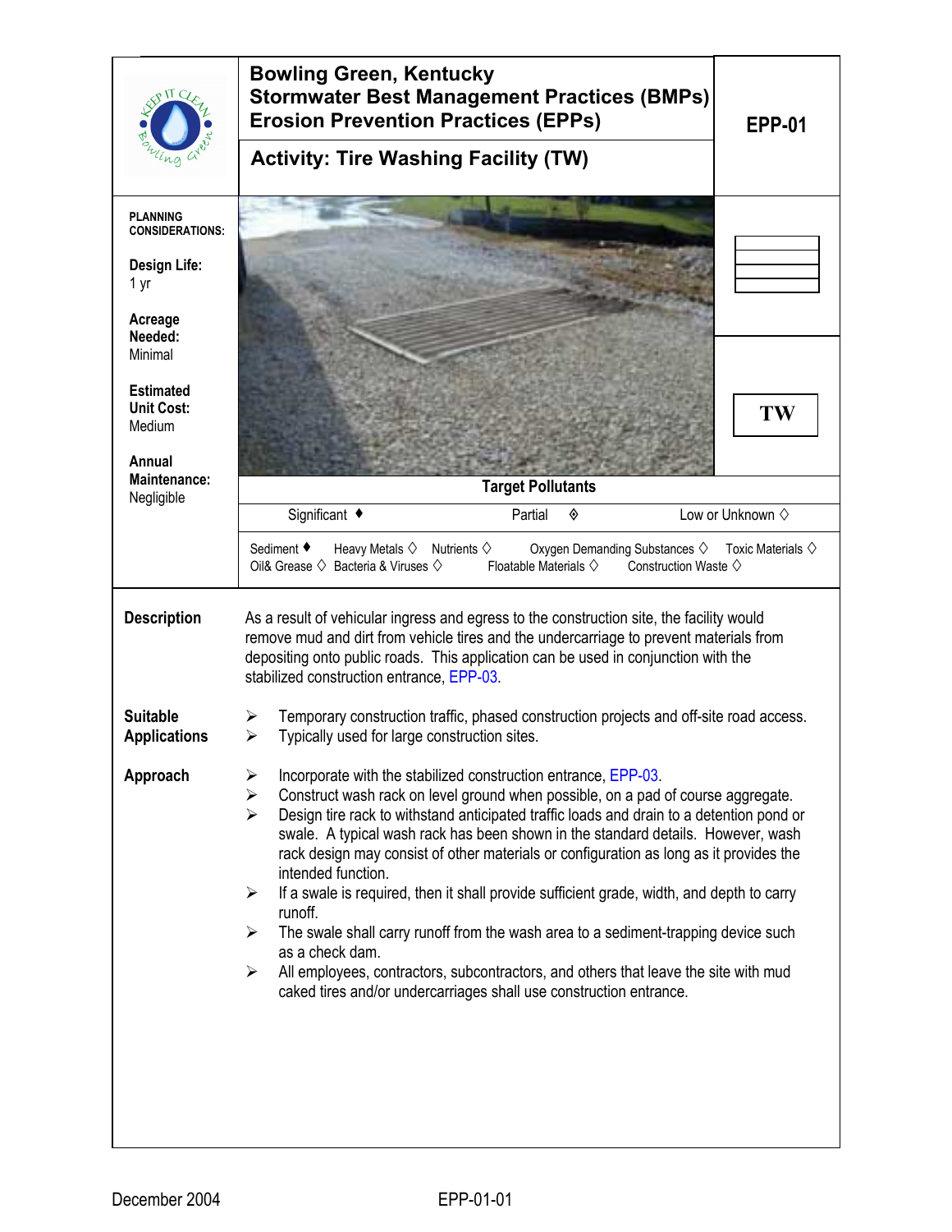# Bowling Green, Kentucky
# Stormwater Best Management Practices (BMPs)
# Erosion Prevention Practices (EPPs)

**EPP-01**

## Activity: Tire Washing Facility (TW)

**TW**

**PLANNING CONSIDERATIONS:**

**Design Life:**
1 yr

**Acreage Needed:**
Minimal

**Estimated Unit Cost:**
Medium

**Annual Maintenance:**
Negligible

**Target Pollutants**

Significant ♦ Partial ◈ Low or Unknown ◇

Sediment ♦ Heavy Metals ◇ Nutrients ◇ Oxygen Demanding Substances ◇ Toxic Materials ◇
Oil& Grease ◇ Bacteria & Viruses ◇ Floatable Materials ◇ Construction Waste ◇

**Description**

As a result of vehicular ingress and egress to the construction site, the facility would remove mud and dirt from vehicle tires and the undercarriage to prevent materials from depositing onto public roads. This application can be used in conjunction with the stabilized construction entrance, EPP-03.

**Suitable Applications**

- Temporary construction traffic, phased construction projects and off-site road access.
- Typically used for large construction sites.

**Approach**

- Incorporate with the stabilized construction entrance, EPP-03.
- Construct wash rack on level ground when possible, on a pad of course aggregate.
- Design tire rack to withstand anticipated traffic loads and drain to a detention pond or swale. A typical wash rack has been shown in the standard details. However, wash rack design may consist of other materials or configuration as long as it provides the intended function.
- If a swale is required, then it shall provide sufficient grade, width, and depth to carry runoff.
- The swale shall carry runoff from the wash area to a sediment-trapping device such as a check dam.
- All employees, contractors, subcontractors, and others that leave the site with mud caked tires and/or undercarriages shall use construction entrance.

December 2004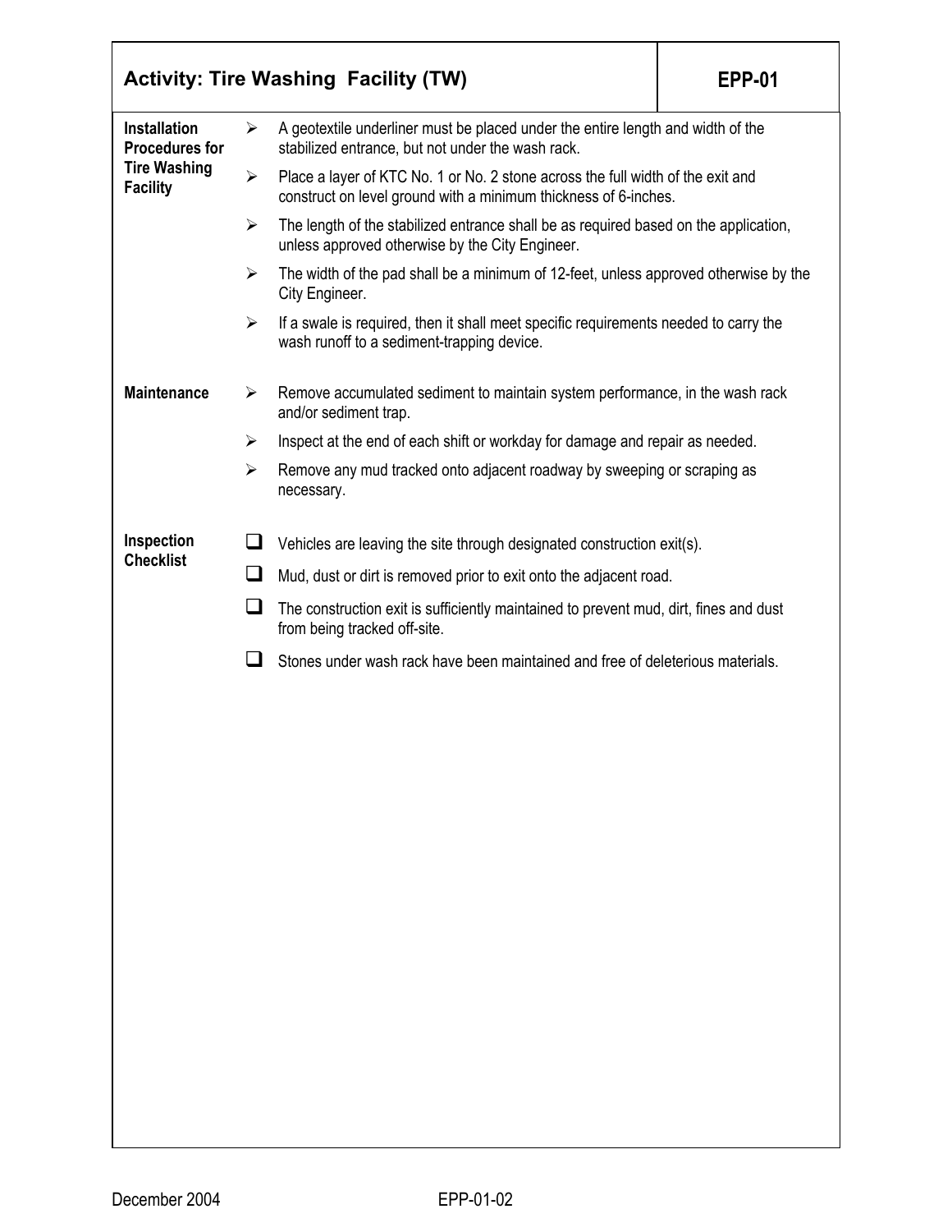## Activity: Tire Washing Facility (TW) — EPP-01

**Installation Procedures for Tire Washing Facility**

- A geotextile underliner must be placed under the entire length and width of the stabilized entrance, but not under the wash rack.
- Place a layer of KTC No. 1 or No. 2 stone across the full width of the exit and construct on level ground with a minimum thickness of 6-inches.
- The length of the stabilized entrance shall be as required based on the application, unless approved otherwise by the City Engineer.
- The width of the pad shall be a minimum of 12-feet, unless approved otherwise by the City Engineer.
- If a swale is required, then it shall meet specific requirements needed to carry the wash runoff to a sediment-trapping device.

**Maintenance**

- Remove accumulated sediment to maintain system performance, in the wash rack and/or sediment trap.
- Inspect at the end of each shift or workday for damage and repair as needed.
- Remove any mud tracked onto adjacent roadway by sweeping or scraping as necessary.

**Inspection Checklist**

- [ ] Vehicles are leaving the site through designated construction exit(s).
- [ ] Mud, dust or dirt is removed prior to exit onto the adjacent road.
- [ ] The construction exit is sufficiently maintained to prevent mud, dirt, fines and dust from being tracked off-site.
- [ ] Stones under wash rack have been maintained and free of deleterious materials.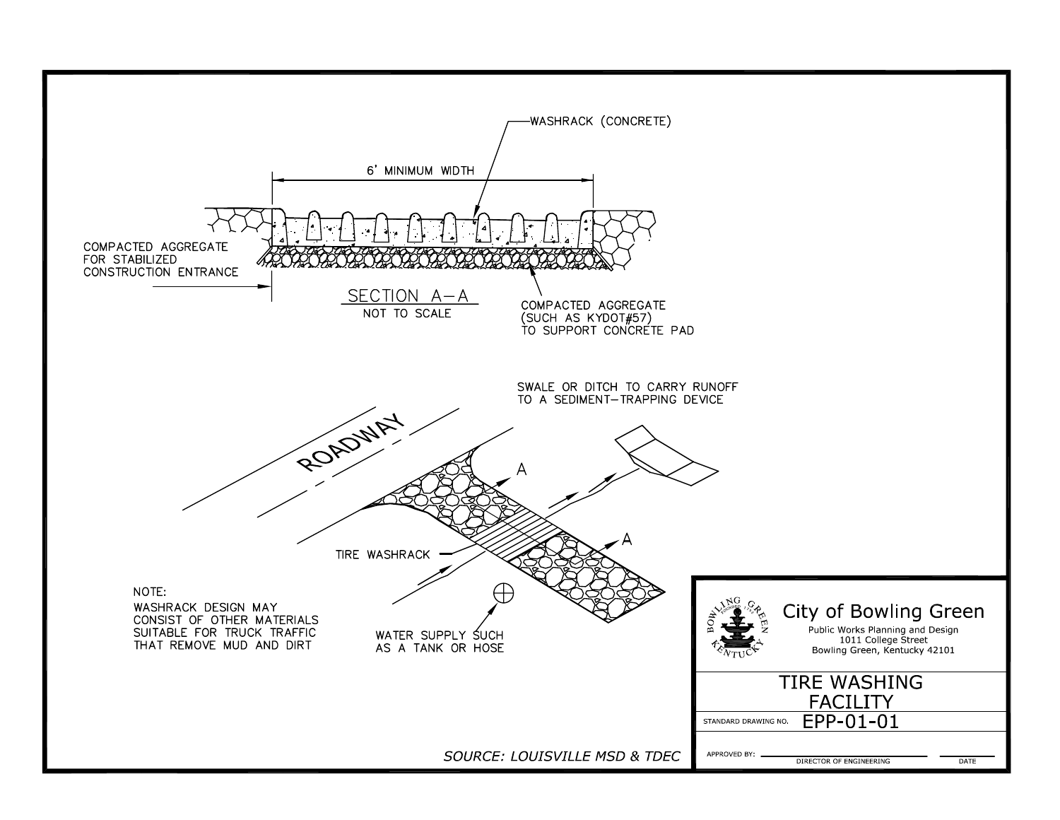WASHRACK (CONCRETE)

6' MINIMUM WIDTH

COMPACTED AGGREGATE FOR STABILIZED CONSTRUCTION ENTRANCE

SECTION A–A
NOT TO SCALE

COMPACTED AGGREGATE (SUCH AS KYDOT#57) TO SUPPORT CONCRETE PAD

SWALE OR DITCH TO CARRY RUNOFF TO A SEDIMENT–TRAPPING DEVICE

ROADWAY

A

A

TIRE WASHRACK

WATER SUPPLY SUCH AS A TANK OR HOSE

NOTE:
WASHRACK DESIGN MAY CONSIST OF OTHER MATERIALS SUITABLE FOR TRUCK TRAFFIC THAT REMOVE MUD AND DIRT

*SOURCE: LOUISVILLE MSD & TDEC*

**City of Bowling Green**
Public Works Planning and Design
1011 College Street
Bowling Green, Kentucky 42101

# TIRE WASHING FACILITY

STANDARD DRAWING NO. EPP-01-01

APPROVED BY: ______________________ DIRECTOR OF ENGINEERING ________ DATE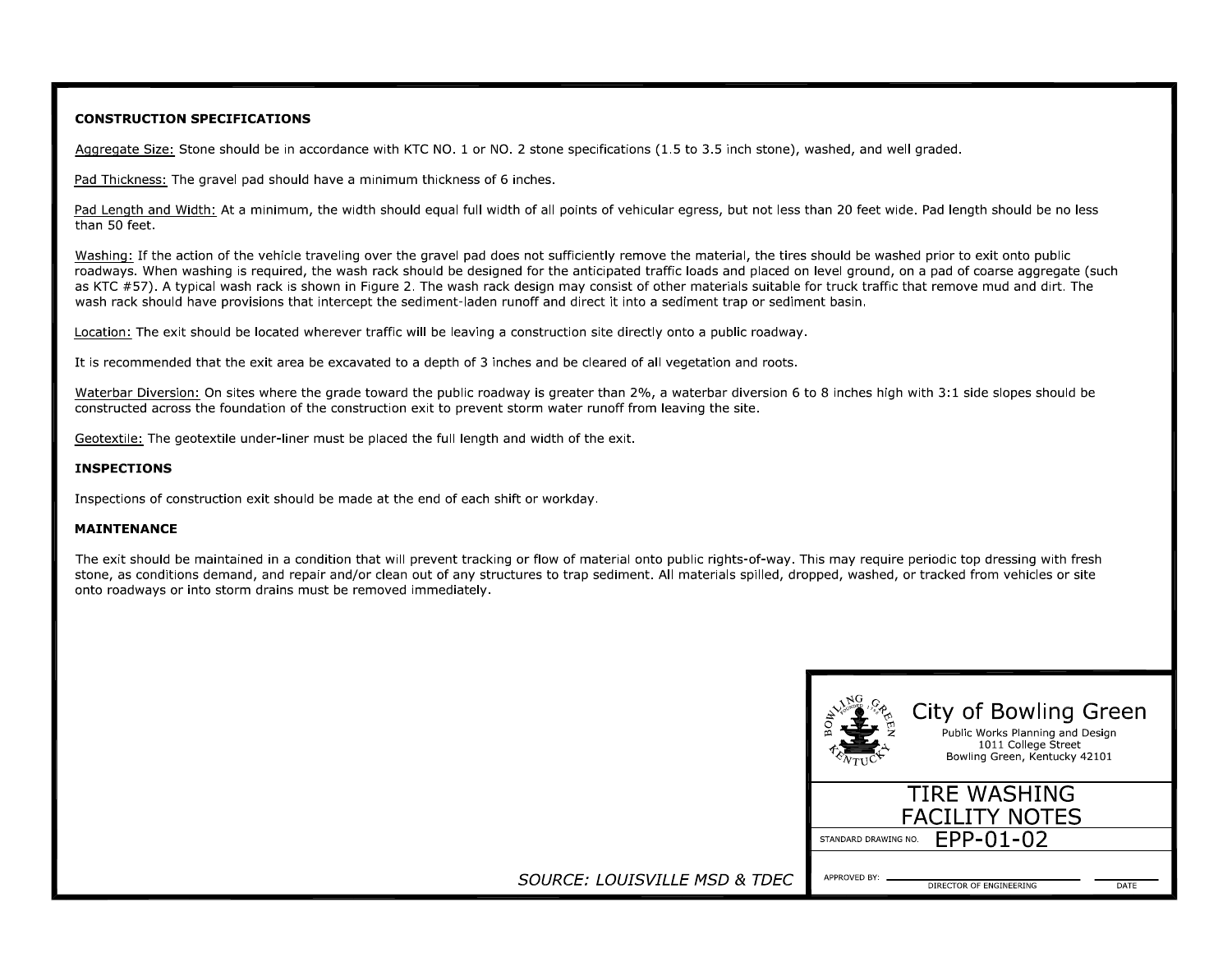## CONSTRUCTION SPECIFICATIONS

Aggregate Size: Stone should be in accordance with KTC NO. 1 or NO. 2 stone specifications (1.5 to 3.5 inch stone), washed, and well graded.

Pad Thickness: The gravel pad should have a minimum thickness of 6 inches.

Pad Length and Width: At a minimum, the width should equal full width of all points of vehicular egress, but not less than 20 feet wide. Pad length should be no less than 50 feet.

Washing: If the action of the vehicle traveling over the gravel pad does not sufficiently remove the material, the tires should be washed prior to exit onto public roadways. When washing is required, the wash rack should be designed for the anticipated traffic loads and placed on level ground, on a pad of coarse aggregate (such as KTC #57). A typical wash rack is shown in Figure 2. The wash rack design may consist of other materials suitable for truck traffic that remove mud and dirt. The wash rack should have provisions that intercept the sediment-laden runoff and direct it into a sediment trap or sediment basin.

Location: The exit should be located wherever traffic will be leaving a construction site directly onto a public roadway.

It is recommended that the exit area be excavated to a depth of 3 inches and be cleared of all vegetation and roots.

Waterbar Diversion: On sites where the grade toward the public roadway is greater than 2%, a waterbar diversion 6 to 8 inches high with 3:1 side slopes should be constructed across the foundation of the construction exit to prevent storm water runoff from leaving the site.

Geotextile: The geotextile under-liner must be placed the full length and width of the exit.

## INSPECTIONS

Inspections of construction exit should be made at the end of each shift or workday.

## MAINTENANCE

The exit should be maintained in a condition that will prevent tracking or flow of material onto public rights-of-way. This may require periodic top dressing with fresh stone, as conditions demand, and repair and/or clean out of any structures to trap sediment. All materials spilled, dropped, washed, or tracked from vehicles or site onto roadways or into storm drains must be removed immediately.

*SOURCE: LOUISVILLE MSD & TDEC*

City of Bowling Green
Public Works Planning and Design
1011 College Street
Bowling Green, Kentucky 42101

TIRE WASHING FACILITY NOTES

STANDARD DRAWING NO. EPP-01-02

APPROVED BY: ______________ DIRECTOR OF ENGINEERING ______ DATE